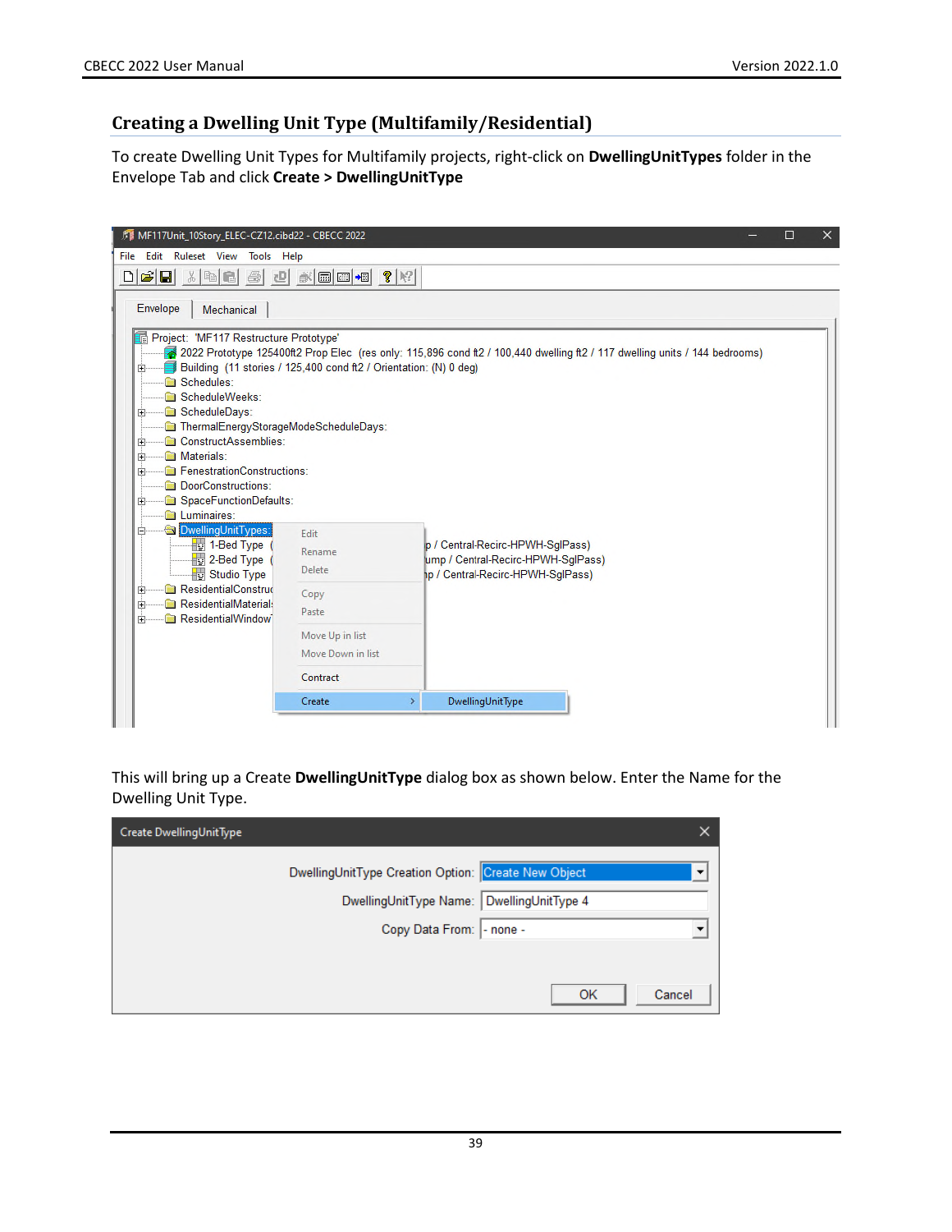## Creating a Dwelling Unit Type (Multifamily/Residential)

To create Dwelling Unit Types for Multifamily projects, right-click on **DwellingUnitTypes** folder in the Envelope Tab and click **Create > DwellingUnitType**

This will bring up a Create **DwellingUnitType** dialog box as shown below. Enter the Name for the Dwelling Unit Type.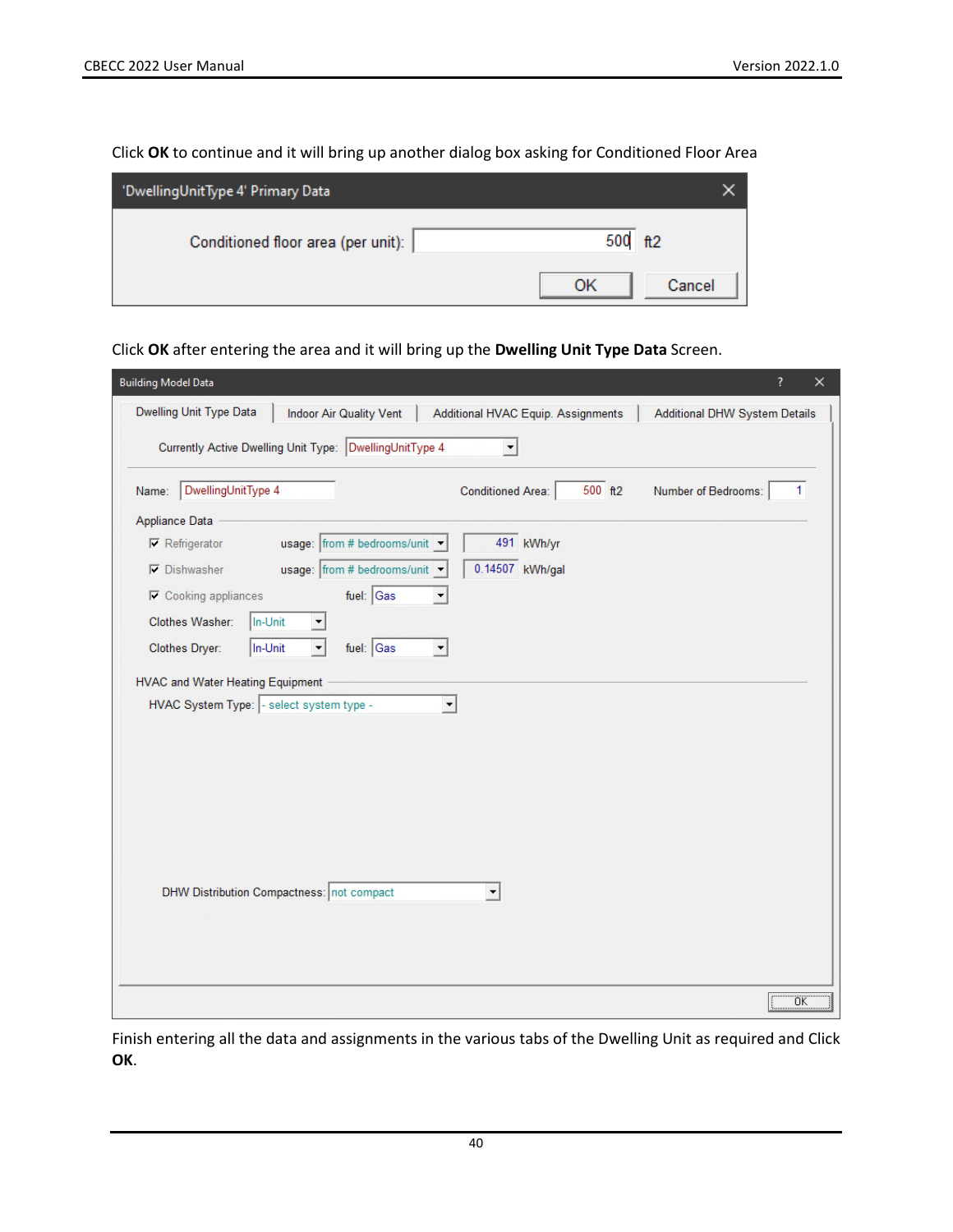Click **OK** to continue and it will bring up another dialog box asking for Conditioned Floor Area

'DwellingUnitType 4' Primary Data

Conditioned floor area (per unit): 500 ft2

OK Cancel

Click **OK** after entering the area and it will bring up the **Dwelling Unit Type Data** Screen.

Building Model Data

Dwelling Unit Type Data | Indoor Air Quality Vent | Additional HVAC Equip. Assignments | Additional DHW System Details

Currently Active Dwelling Unit Type: DwellingUnitType 4

Name: DwellingUnitType 4 Conditioned Area: 500 ft2 Number of Bedrooms: 1

Appliance Data

- Refrigerator usage: from # bedrooms/unit 491 kWh/yr
- Dishwasher usage: from # bedrooms/unit 0.14507 kWh/gal
- Cooking appliances fuel: Gas

Clothes Washer: In-Unit

Clothes Dryer: In-Unit fuel: Gas

HVAC and Water Heating Equipment

HVAC System Type: - select system type -

DHW Distribution Compactness: not compact

OK

Finish entering all the data and assignments in the various tabs of the Dwelling Unit as required and Click **OK**.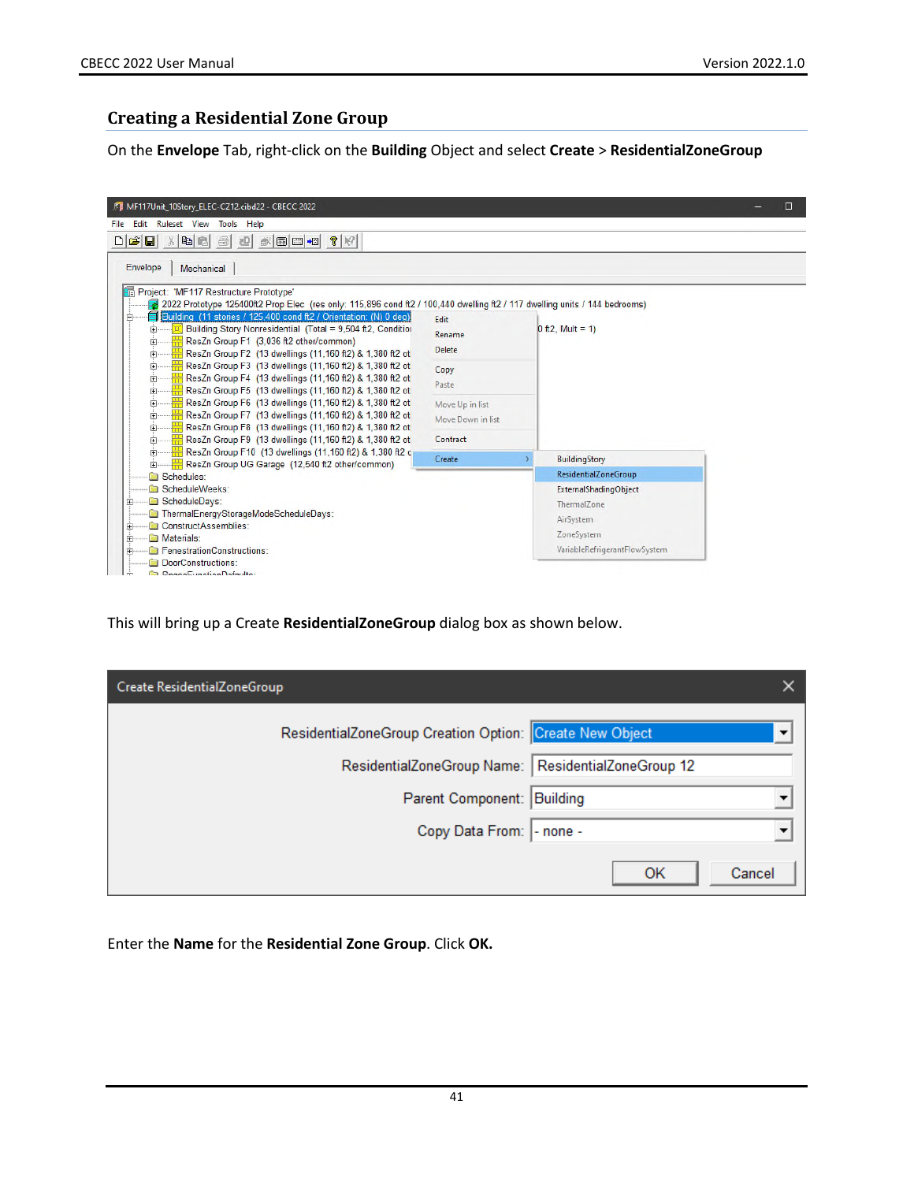## Creating a Residential Zone Group

On the **Envelope** Tab, right-click on the **Building** Object and select **Create** > **ResidentialZoneGroup**

This will bring up a Create **ResidentialZoneGroup** dialog box as shown below.

Enter the **Name** for the **Residential Zone Group**. Click **OK.**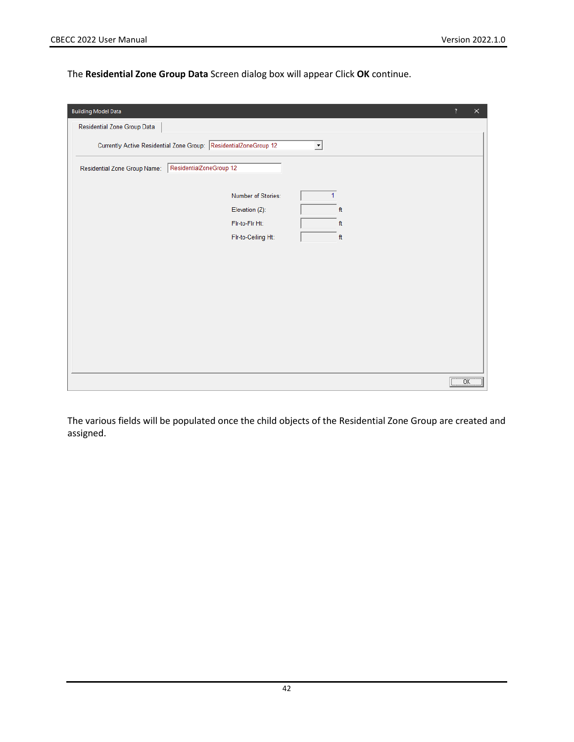The **Residential Zone Group Data** Screen dialog box will appear Click **OK** continue.

Building Model Data

Residential Zone Group Data

Currently Active Residential Zone Group: ResidentialZoneGroup 12

Residential Zone Group Name: ResidentialZoneGroup 12

Number of Stories: 1

Elevation (Z): ft

Flr-to-Flr Ht: ft

Flr-to-Ceiling Ht: ft

OK

The various fields will be populated once the child objects of the Residential Zone Group are created and assigned.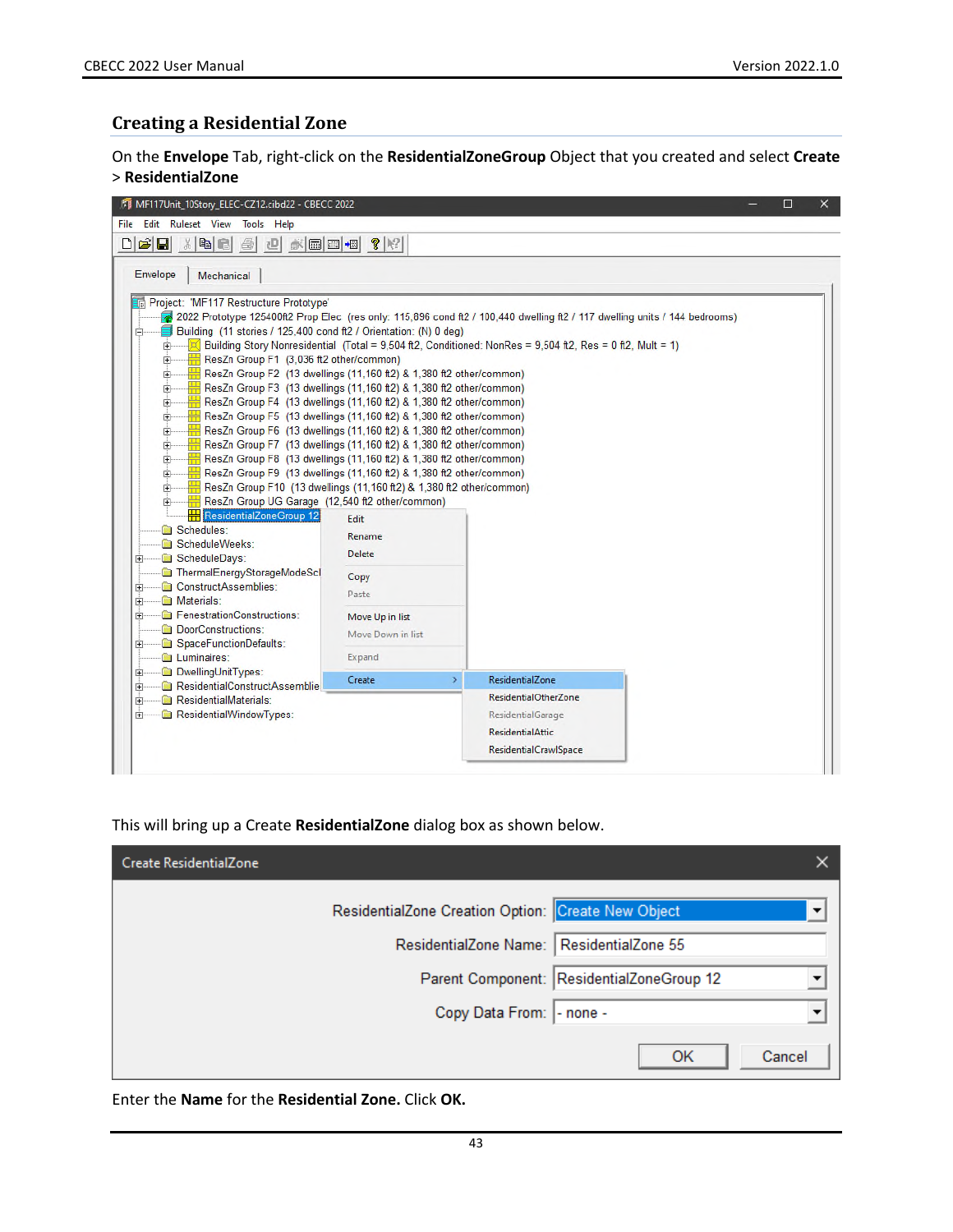## Creating a Residential Zone

On the **Envelope** Tab, right-click on the **ResidentialZoneGroup** Object that you created and select **Create** > **ResidentialZone**

This will bring up a Create **ResidentialZone** dialog box as shown below.

Enter the **Name** for the **Residential Zone.** Click **OK.**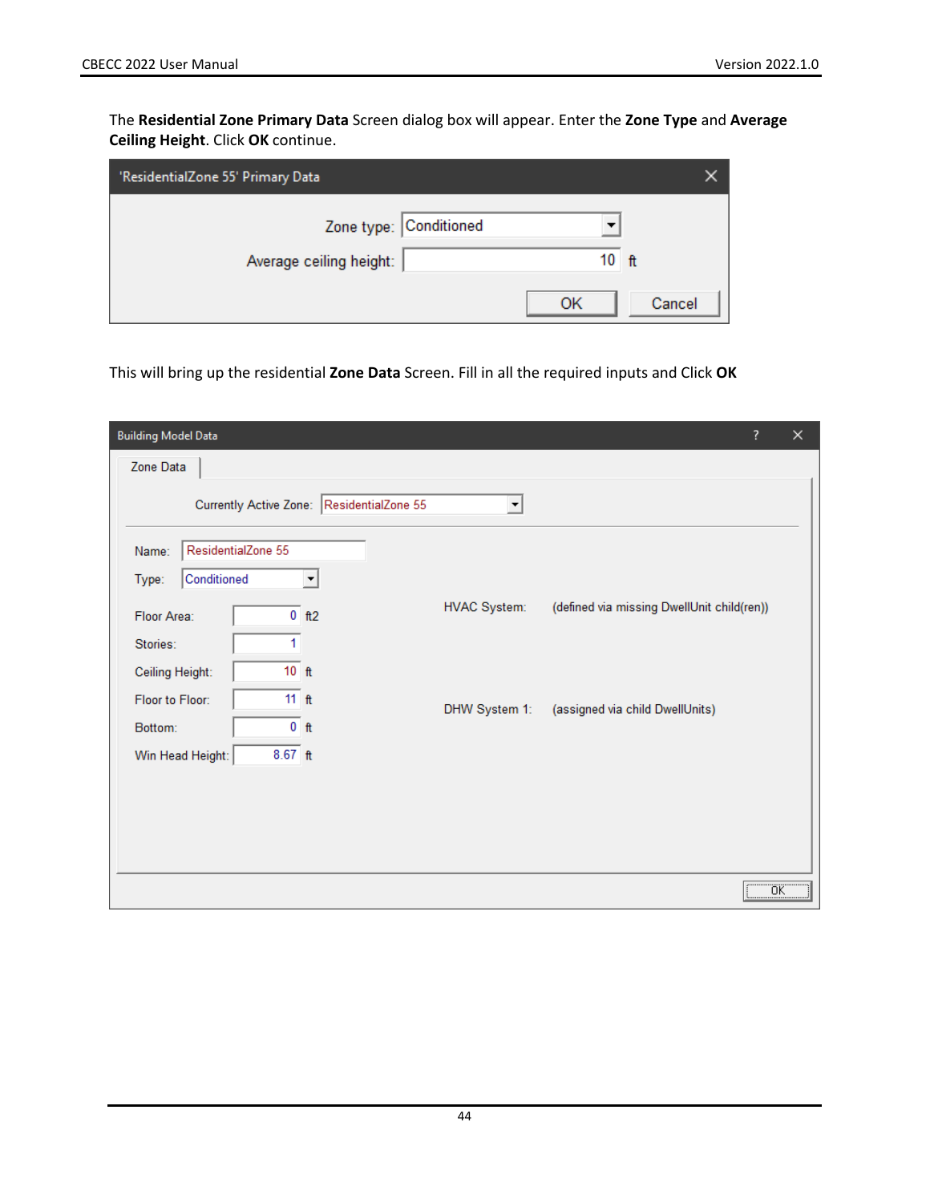The **Residential Zone Primary Data** Screen dialog box will appear. Enter the **Zone Type** and **Average Ceiling Height**. Click **OK** continue.

'ResidentialZone 55' Primary Data

Zone type: Conditioned

Average ceiling height: 10 ft

OK Cancel

This will bring up the residential **Zone Data** Screen. Fill in all the required inputs and Click **OK**

Building Model Data

Zone Data

Currently Active Zone: ResidentialZone 55

Name: ResidentialZone 55

Type: Conditioned

Floor Area: 0 ft2

Stories: 1

Ceiling Height: 10 ft

Floor to Floor: 11 ft

Bottom: 0 ft

Win Head Height: 8.67 ft

HVAC System: (defined via missing DwellUnit child(ren))

DHW System 1: (assigned via child DwellUnits)

OK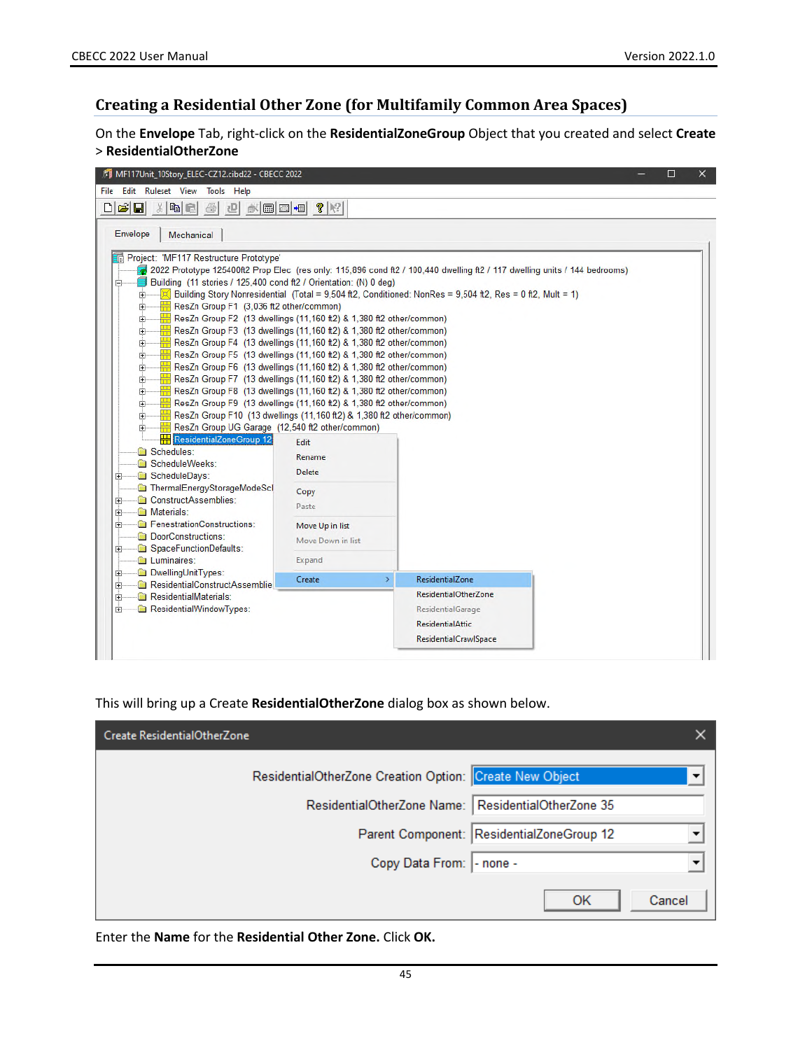## Creating a Residential Other Zone (for Multifamily Common Area Spaces)

On the **Envelope** Tab, right-click on the **ResidentialZoneGroup** Object that you created and select **Create > ResidentialOtherZone**

This will bring up a Create **ResidentialOtherZone** dialog box as shown below.

Enter the **Name** for the **Residential Other Zone.** Click **OK.**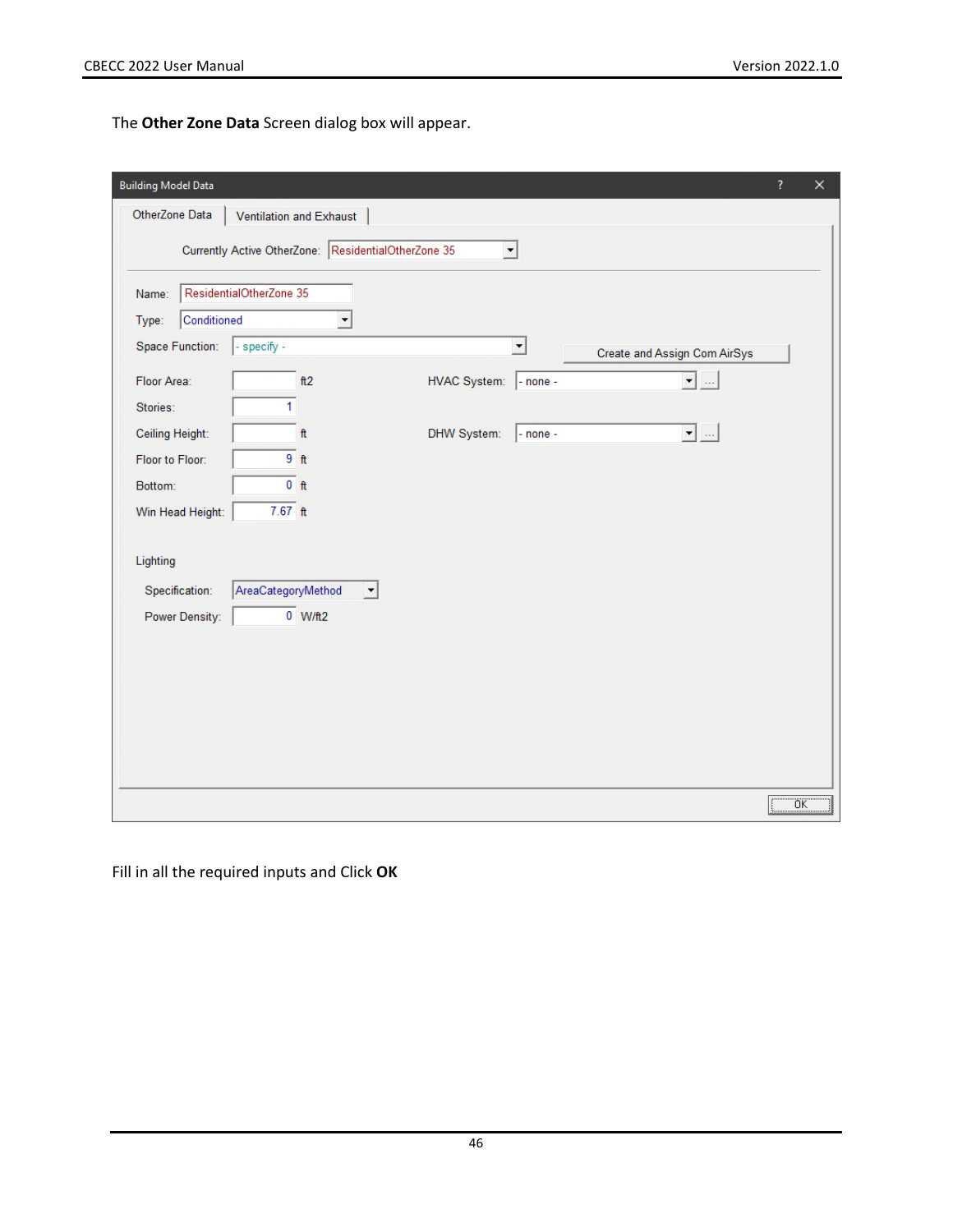The **Other Zone Data** Screen dialog box will appear.

Fill in all the required inputs and Click **OK**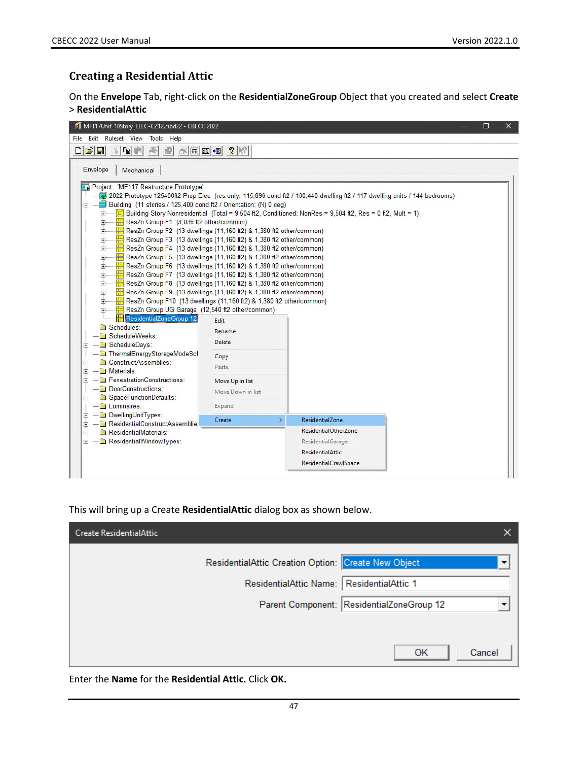## Creating a Residential Attic

On the **Envelope** Tab, right-click on the **ResidentialZoneGroup** Object that you created and select **Create** > **ResidentialAttic**

This will bring up a Create **ResidentialAttic** dialog box as shown below.

Enter the **Name** for the **Residential Attic.** Click **OK.**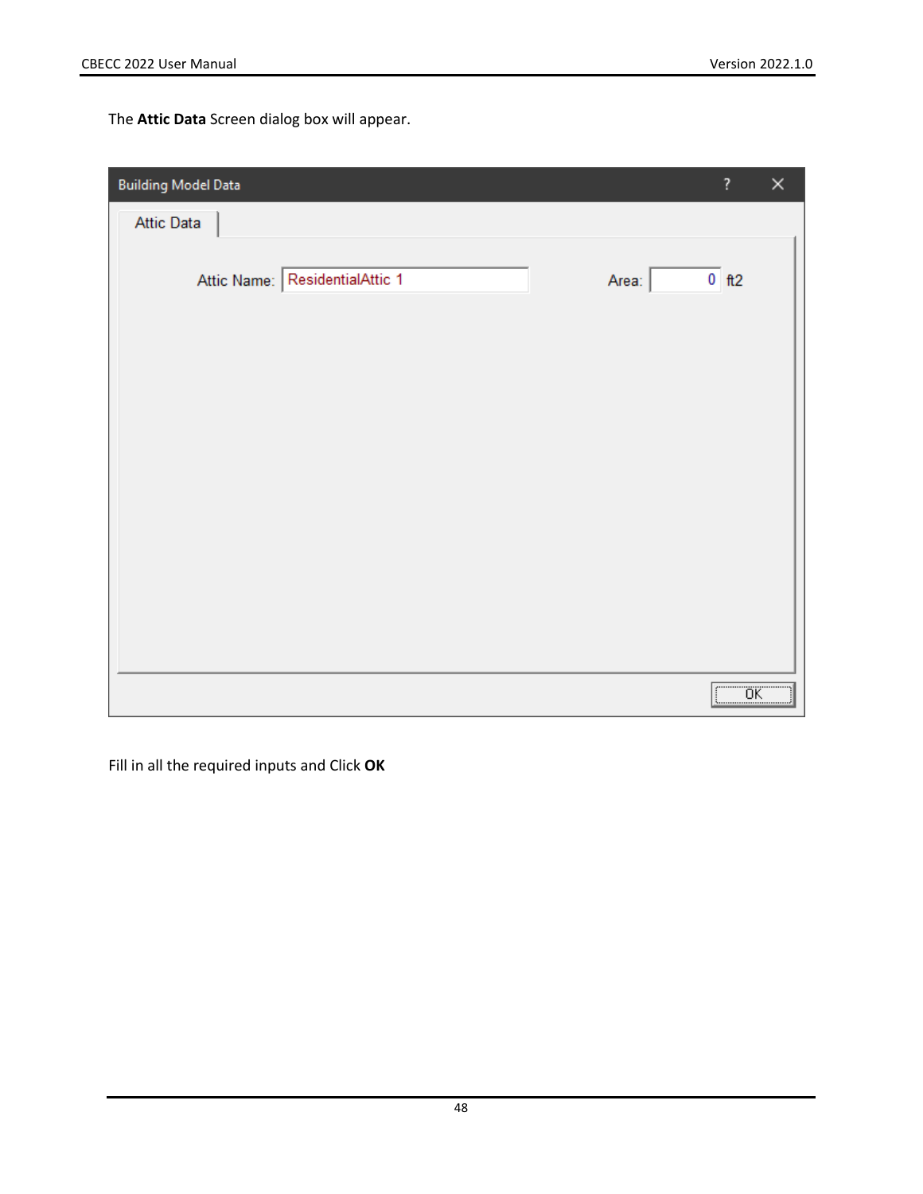The **Attic Data** Screen dialog box will appear.

Fill in all the required inputs and Click **OK**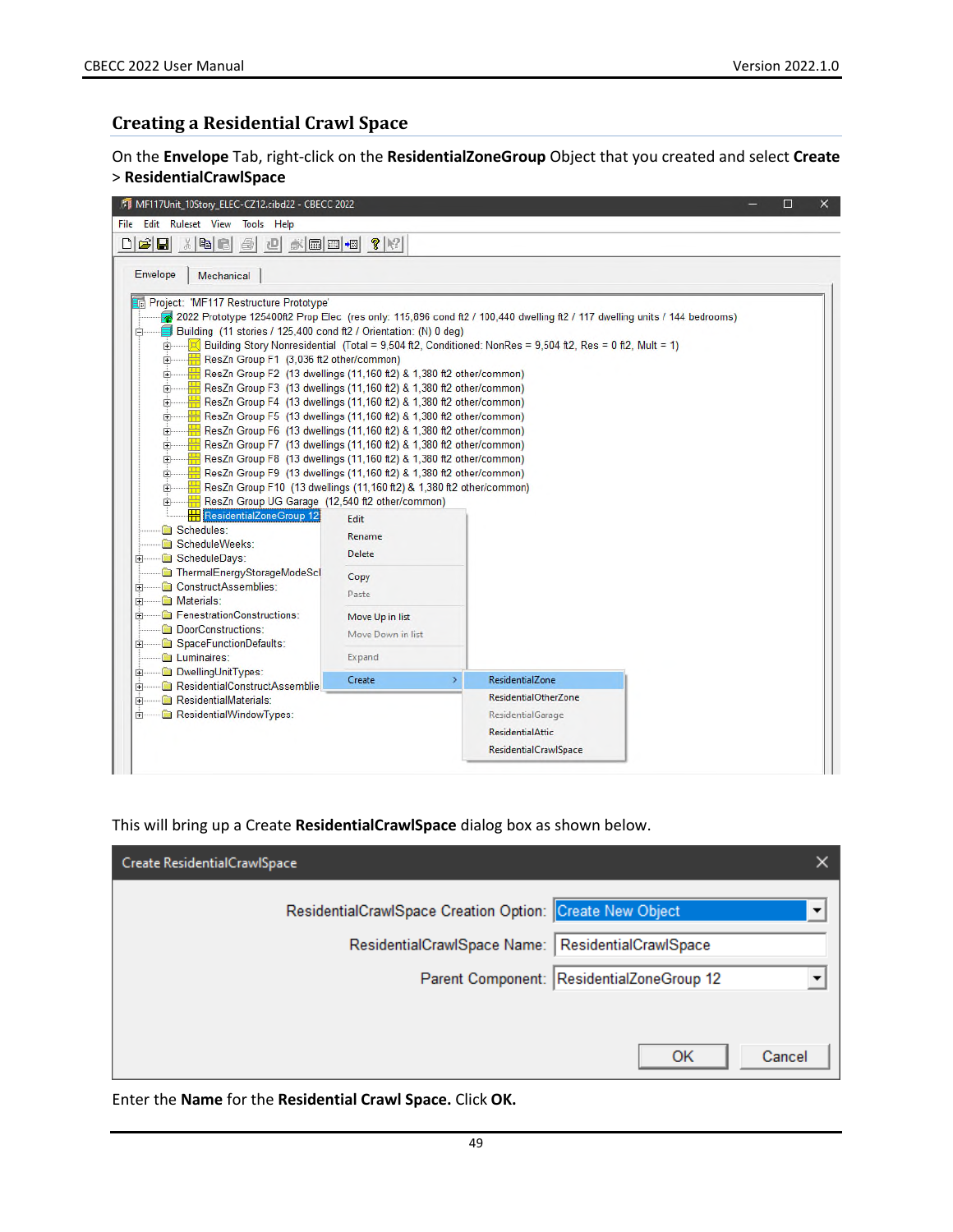## Creating a Residential Crawl Space

On the **Envelope** Tab, right-click on the **ResidentialZoneGroup** Object that you created and select **Create** > **ResidentialCrawlSpace**

This will bring up a Create **ResidentialCrawlSpace** dialog box as shown below.

Enter the **Name** for the **Residential Crawl Space.** Click **OK.**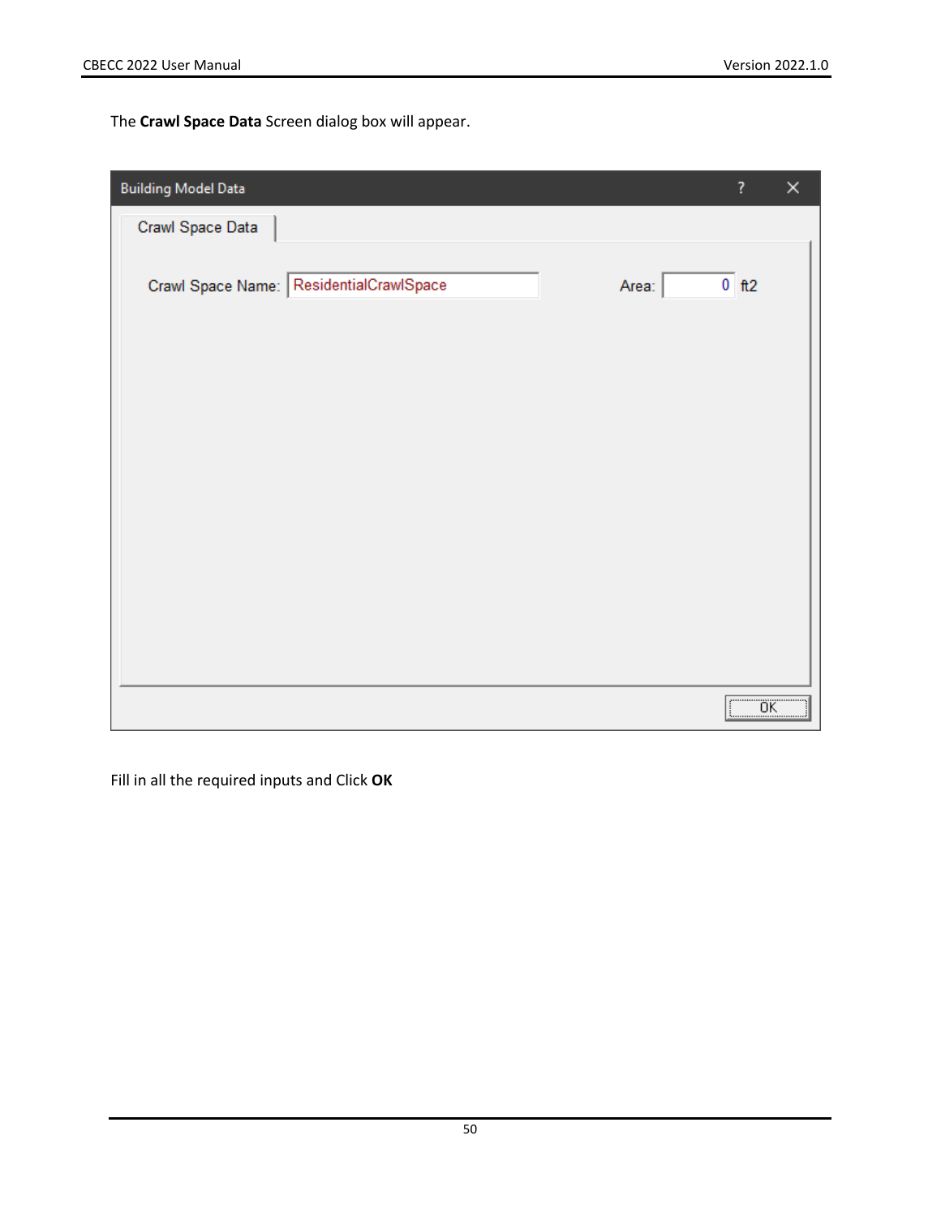The **Crawl Space Data** Screen dialog box will appear.

Building Model Data

Crawl Space Data

Crawl Space Name: ResidentialCrawlSpace

Area: 0 ft2

OK

Fill in all the required inputs and Click **OK**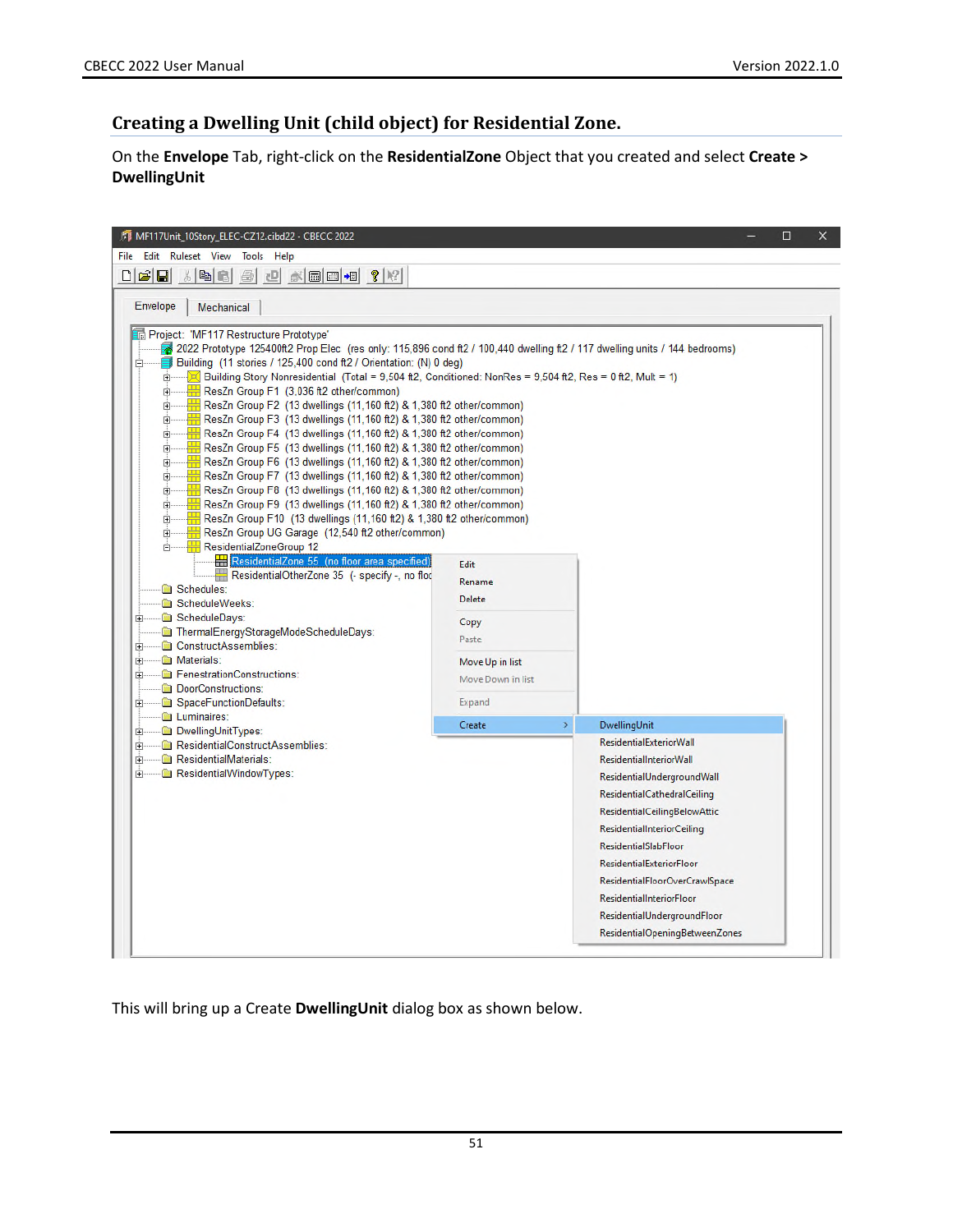## Creating a Dwelling Unit (child object) for Residential Zone.

On the **Envelope** Tab, right-click on the **ResidentialZone** Object that you created and select **Create > DwellingUnit**

This will bring up a Create **DwellingUnit** dialog box as shown below.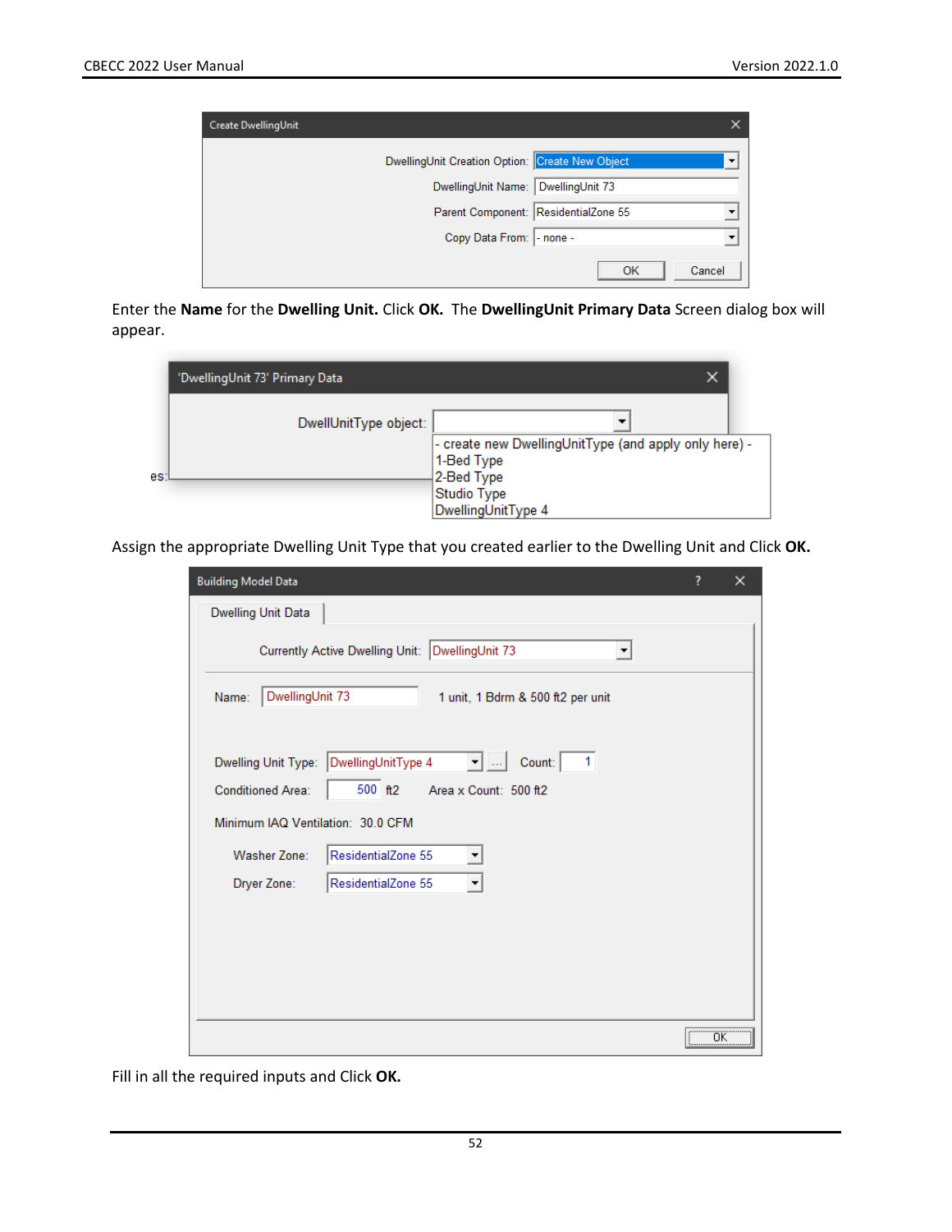Enter the **Name** for the **Dwelling Unit.** Click **OK.** The **DwellingUnit Primary Data** Screen dialog box will appear.

Assign the appropriate Dwelling Unit Type that you created earlier to the Dwelling Unit and Click **OK.**

Fill in all the required inputs and Click **OK.**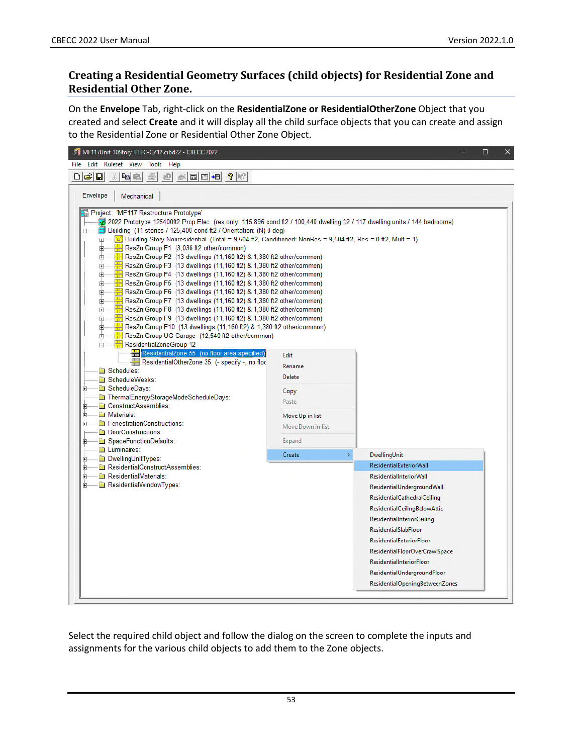## Creating a Residential Geometry Surfaces (child objects) for Residential Zone and Residential Other Zone.

On the **Envelope** Tab, right-click on the **ResidentialZone or ResidentialOtherZone** Object that you created and select **Create** and it will display all the child surface objects that you can create and assign to the Residential Zone or Residential Other Zone Object.

Select the required child object and follow the dialog on the screen to complete the inputs and assignments for the various child objects to add them to the Zone objects.